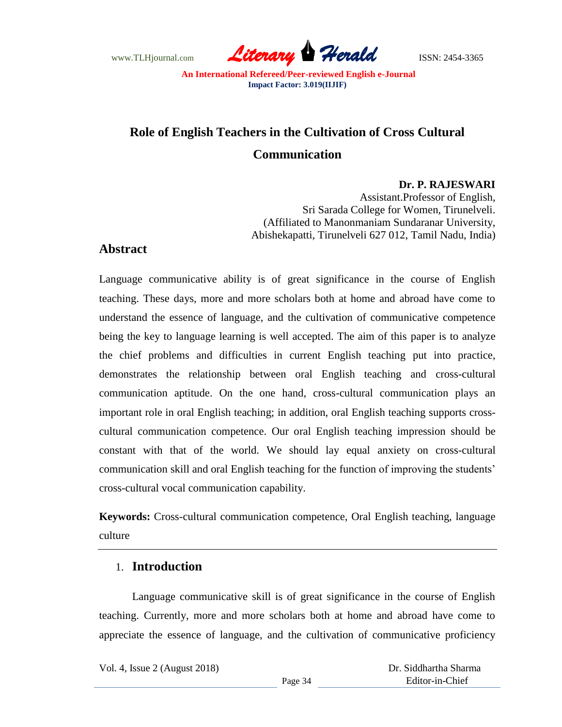# Role of English Teachers in the Cultivation of Cross Cultural Communication

**Dr. P. RAJESWARI**

Assistant.Professor of English,
Sri Sarada College for Women, Tirunelveli.
(Affiliated to Manonmaniam Sundaranar University,
Abishekapatti, Tirunelveli 627 012, Tamil Nadu, India)

## Abstract

Language communicative ability is of great significance in the course of English teaching. These days, more and more scholars both at home and abroad have come to understand the essence of language, and the cultivation of communicative competence being the key to language learning is well accepted. The aim of this paper is to analyze the chief problems and difficulties in current English teaching put into practice, demonstrates the relationship between oral English teaching and cross-cultural communication aptitude. On the one hand, cross-cultural communication plays an important role in oral English teaching; in addition, oral English teaching supports cross-cultural communication competence. Our oral English teaching impression should be constant with that of the world. We should lay equal anxiety on cross-cultural communication skill and oral English teaching for the function of improving the students' cross-cultural vocal communication capability.

**Keywords:** Cross-cultural communication competence, Oral English teaching, language culture

## 1. Introduction

Language communicative skill is of great significance in the course of English teaching. Currently, more and more scholars both at home and abroad have come to appreciate the essence of language, and the cultivation of communicative proficiency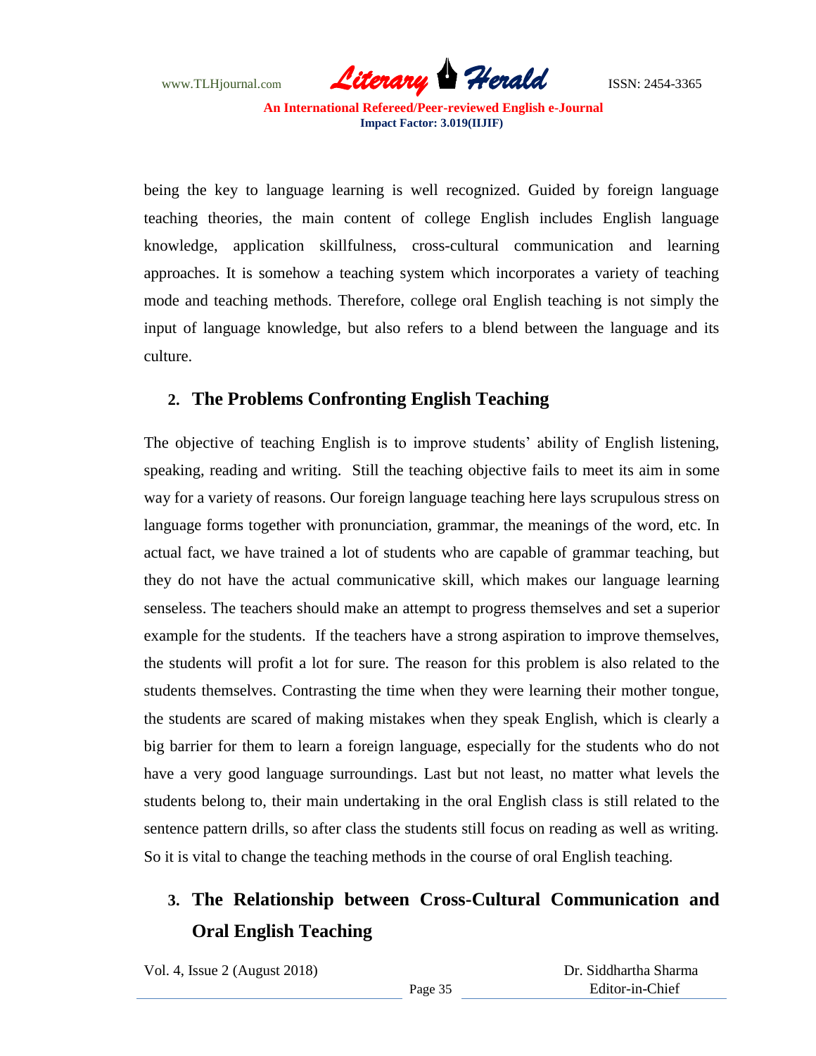being the key to language learning is well recognized. Guided by foreign language teaching theories, the main content of college English includes English language knowledge, application skillfulness, cross-cultural communication and learning approaches. It is somehow a teaching system which incorporates a variety of teaching mode and teaching methods. Therefore, college oral English teaching is not simply the input of language knowledge, but also refers to a blend between the language and its culture.

## 2. The Problems Confronting English Teaching

The objective of teaching English is to improve students' ability of English listening, speaking, reading and writing. Still the teaching objective fails to meet its aim in some way for a variety of reasons. Our foreign language teaching here lays scrupulous stress on language forms together with pronunciation, grammar, the meanings of the word, etc. In actual fact, we have trained a lot of students who are capable of grammar teaching, but they do not have the actual communicative skill, which makes our language learning senseless. The teachers should make an attempt to progress themselves and set a superior example for the students. If the teachers have a strong aspiration to improve themselves, the students will profit a lot for sure. The reason for this problem is also related to the students themselves. Contrasting the time when they were learning their mother tongue, the students are scared of making mistakes when they speak English, which is clearly a big barrier for them to learn a foreign language, especially for the students who do not have a very good language surroundings. Last but not least, no matter what levels the students belong to, their main undertaking in the oral English class is still related to the sentence pattern drills, so after class the students still focus on reading as well as writing. So it is vital to change the teaching methods in the course of oral English teaching.

## 3. The Relationship between Cross-Cultural Communication and Oral English Teaching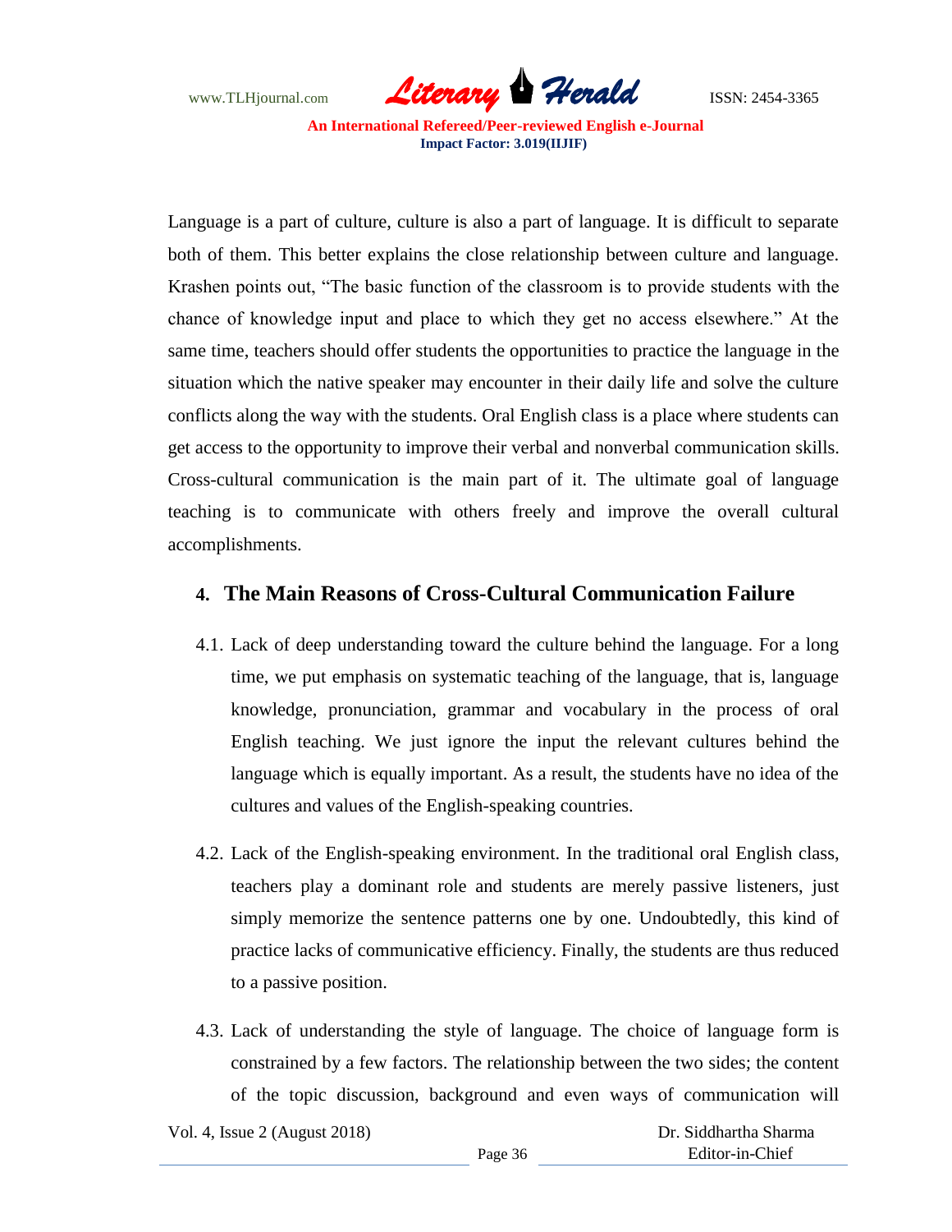Language is a part of culture, culture is also a part of language. It is difficult to separate both of them. This better explains the close relationship between culture and language. Krashen points out, "The basic function of the classroom is to provide students with the chance of knowledge input and place to which they get no access elsewhere." At the same time, teachers should offer students the opportunities to practice the language in the situation which the native speaker may encounter in their daily life and solve the culture conflicts along the way with the students. Oral English class is a place where students can get access to the opportunity to improve their verbal and nonverbal communication skills. Cross-cultural communication is the main part of it. The ultimate goal of language teaching is to communicate with others freely and improve the overall cultural accomplishments.

## 4. The Main Reasons of Cross-Cultural Communication Failure

4.1. Lack of deep understanding toward the culture behind the language. For a long time, we put emphasis on systematic teaching of the language, that is, language knowledge, pronunciation, grammar and vocabulary in the process of oral English teaching. We just ignore the input the relevant cultures behind the language which is equally important. As a result, the students have no idea of the cultures and values of the English-speaking countries.

4.2. Lack of the English-speaking environment. In the traditional oral English class, teachers play a dominant role and students are merely passive listeners, just simply memorize the sentence patterns one by one. Undoubtedly, this kind of practice lacks of communicative efficiency. Finally, the students are thus reduced to a passive position.

4.3. Lack of understanding the style of language. The choice of language form is constrained by a few factors. The relationship between the two sides; the content of the topic discussion, background and even ways of communication will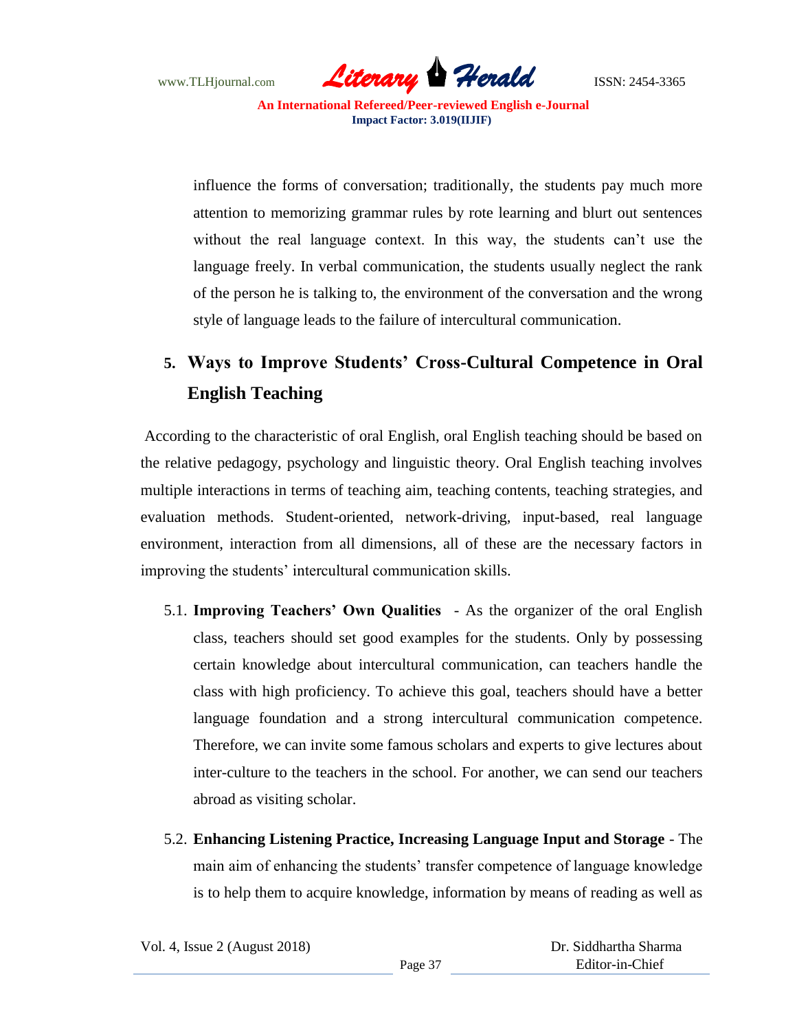influence the forms of conversation; traditionally, the students pay much more attention to memorizing grammar rules by rote learning and blurt out sentences without the real language context. In this way, the students can't use the language freely. In verbal communication, the students usually neglect the rank of the person he is talking to, the environment of the conversation and the wrong style of language leads to the failure of intercultural communication.

## 5. Ways to Improve Students' Cross-Cultural Competence in Oral English Teaching

According to the characteristic of oral English, oral English teaching should be based on the relative pedagogy, psychology and linguistic theory. Oral English teaching involves multiple interactions in terms of teaching aim, teaching contents, teaching strategies, and evaluation methods. Student-oriented, network-driving, input-based, real language environment, interaction from all dimensions, all of these are the necessary factors in improving the students' intercultural communication skills.

5.1. **Improving Teachers' Own Qualities** - As the organizer of the oral English class, teachers should set good examples for the students. Only by possessing certain knowledge about intercultural communication, can teachers handle the class with high proficiency. To achieve this goal, teachers should have a better language foundation and a strong intercultural communication competence. Therefore, we can invite some famous scholars and experts to give lectures about inter-culture to the teachers in the school. For another, we can send our teachers abroad as visiting scholar.

5.2. **Enhancing Listening Practice, Increasing Language Input and Storage** - The main aim of enhancing the students' transfer competence of language knowledge is to help them to acquire knowledge, information by means of reading as well as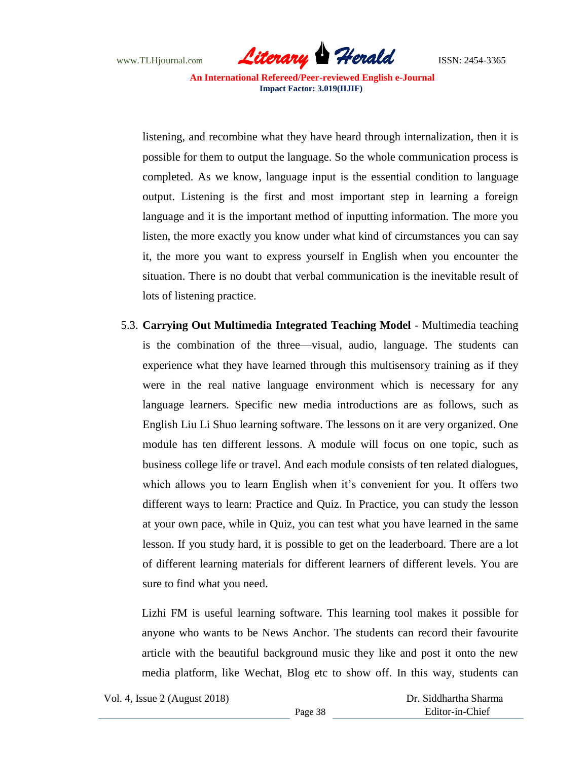listening, and recombine what they have heard through internalization, then it is possible for them to output the language. So the whole communication process is completed. As we know, language input is the essential condition to language output. Listening is the first and most important step in learning a foreign language and it is the important method of inputting information. The more you listen, the more exactly you know under what kind of circumstances you can say it, the more you want to express yourself in English when you encounter the situation. There is no doubt that verbal communication is the inevitable result of lots of listening practice.

5.3. **Carrying Out Multimedia Integrated Teaching Model** - Multimedia teaching is the combination of the three—visual, audio, language. The students can experience what they have learned through this multisensory training as if they were in the real native language environment which is necessary for any language learners. Specific new media introductions are as follows, such as English Liu Li Shuo learning software. The lessons on it are very organized. One module has ten different lessons. A module will focus on one topic, such as business college life or travel. And each module consists of ten related dialogues, which allows you to learn English when it's convenient for you. It offers two different ways to learn: Practice and Quiz. In Practice, you can study the lesson at your own pace, while in Quiz, you can test what you have learned in the same lesson. If you study hard, it is possible to get on the leaderboard. There are a lot of different learning materials for different learners of different levels. You are sure to find what you need.

Lizhi FM is useful learning software. This learning tool makes it possible for anyone who wants to be News Anchor. The students can record their favourite article with the beautiful background music they like and post it onto the new media platform, like Wechat, Blog etc to show off. In this way, students can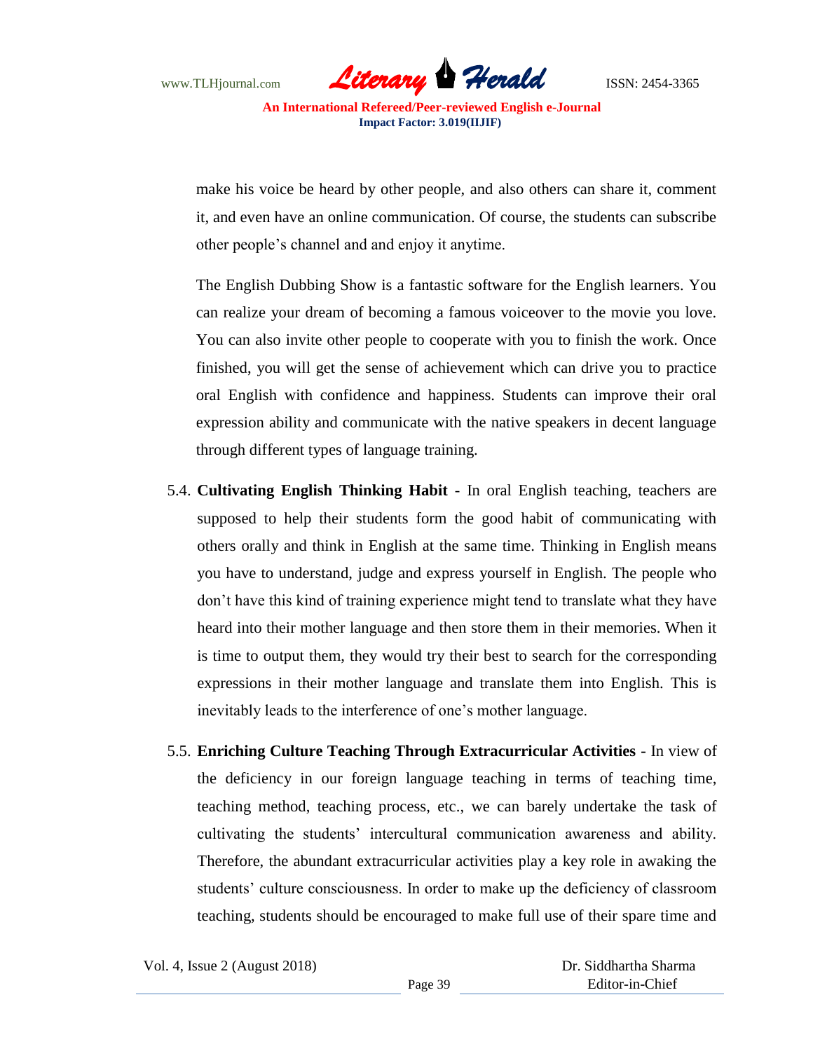make his voice be heard by other people, and also others can share it, comment it, and even have an online communication. Of course, the students can subscribe other people's channel and and enjoy it anytime.

The English Dubbing Show is a fantastic software for the English learners. You can realize your dream of becoming a famous voiceover to the movie you love. You can also invite other people to cooperate with you to finish the work. Once finished, you will get the sense of achievement which can drive you to practice oral English with confidence and happiness. Students can improve their oral expression ability and communicate with the native speakers in decent language through different types of language training.

5.4. **Cultivating English Thinking Habit** - In oral English teaching, teachers are supposed to help their students form the good habit of communicating with others orally and think in English at the same time. Thinking in English means you have to understand, judge and express yourself in English. The people who don't have this kind of training experience might tend to translate what they have heard into their mother language and then store them in their memories. When it is time to output them, they would try their best to search for the corresponding expressions in their mother language and translate them into English. This is inevitably leads to the interference of one's mother language.

5.5. **Enriching Culture Teaching Through Extracurricular Activities -** In view of the deficiency in our foreign language teaching in terms of teaching time, teaching method, teaching process, etc., we can barely undertake the task of cultivating the students' intercultural communication awareness and ability. Therefore, the abundant extracurricular activities play a key role in awaking the students' culture consciousness. In order to make up the deficiency of classroom teaching, students should be encouraged to make full use of their spare time and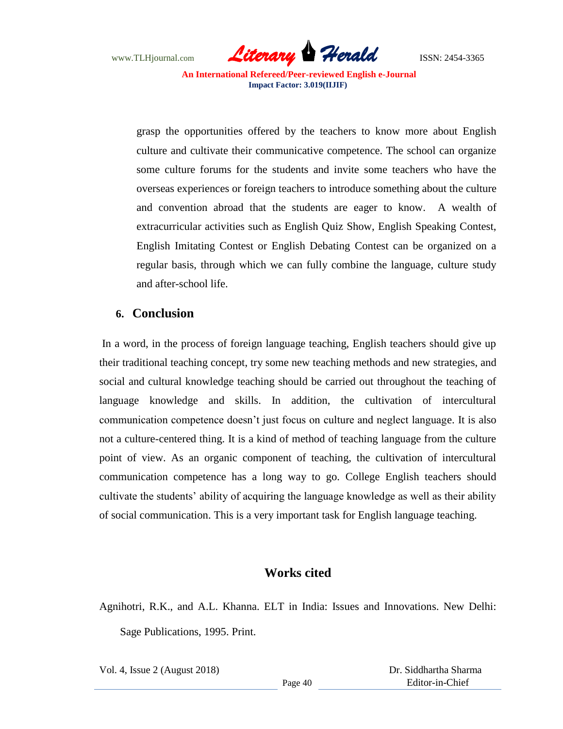grasp the opportunities offered by the teachers to know more about English culture and cultivate their communicative competence. The school can organize some culture forums for the students and invite some teachers who have the overseas experiences or foreign teachers to introduce something about the culture and convention abroad that the students are eager to know. A wealth of extracurricular activities such as English Quiz Show, English Speaking Contest, English Imitating Contest or English Debating Contest can be organized on a regular basis, through which we can fully combine the language, culture study and after-school life.

## 6. Conclusion

In a word, in the process of foreign language teaching, English teachers should give up their traditional teaching concept, try some new teaching methods and new strategies, and social and cultural knowledge teaching should be carried out throughout the teaching of language knowledge and skills. In addition, the cultivation of intercultural communication competence doesn't just focus on culture and neglect language. It is also not a culture-centered thing. It is a kind of method of teaching language from the culture point of view. As an organic component of teaching, the cultivation of intercultural communication competence has a long way to go. College English teachers should cultivate the students' ability of acquiring the language knowledge as well as their ability of social communication. This is a very important task for English language teaching.

## Works cited

Agnihotri, R.K., and A.L. Khanna. ELT in India: Issues and Innovations. New Delhi: Sage Publications, 1995. Print.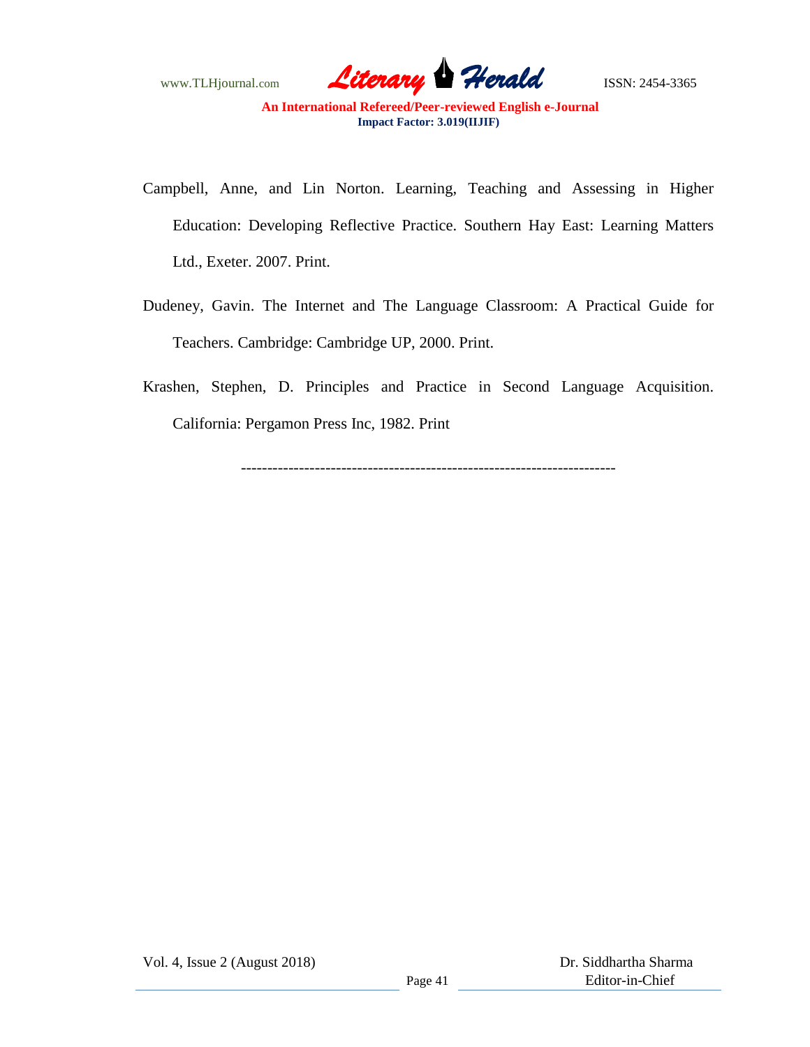Campbell, Anne, and Lin Norton. Learning, Teaching and Assessing in Higher Education: Developing Reflective Practice. Southern Hay East: Learning Matters Ltd., Exeter. 2007. Print.

Dudeney, Gavin. The Internet and The Language Classroom: A Practical Guide for Teachers. Cambridge: Cambridge UP, 2000. Print.

Krashen, Stephen, D. Principles and Practice in Second Language Acquisition. California: Pergamon Press Inc, 1982. Print

---------------------------------------------------------------------